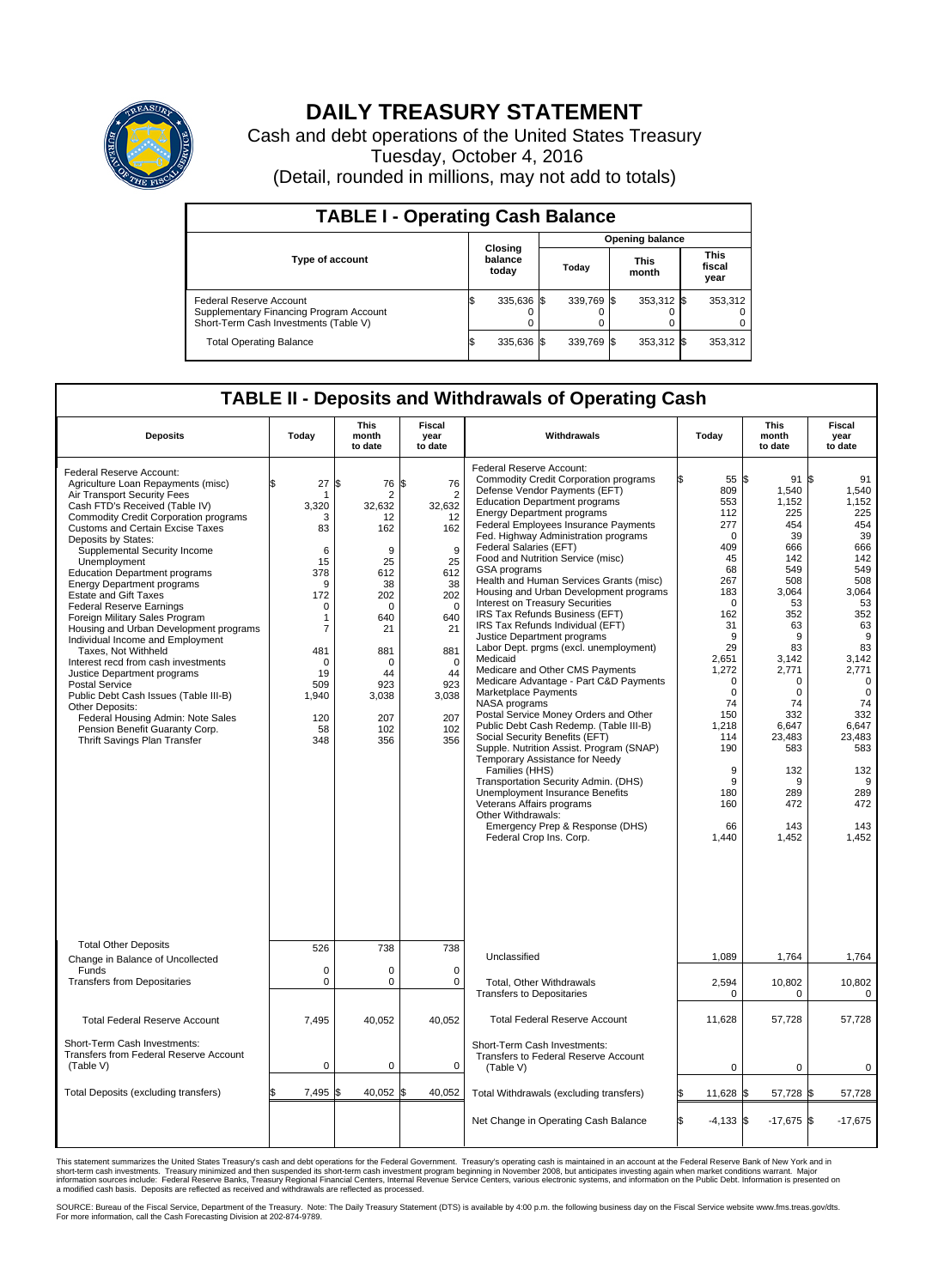# DAILY TREASURY STATEMENT

Cash and debt operations of the United States Treasury

Tuesday, October 4, 2016

(Detail, rounded in millions, may not add to totals)

## TABLE I - Operating Cash Balance

| Type of account | Closing balance today | Opening balance Today | Opening balance This month | Opening balance This fiscal year |
|---|---|---|---|---|
| Federal Reserve Account | $ 335,636 | $ 339,769 | $ 353,312 | $ 353,312 |
| Supplementary Financing Program Account | 0 | 0 | 0 | 0 |
| Short-Term Cash Investments (Table V) | 0 | 0 | 0 | 0 |
| Total Operating Balance | $ 335,636 | $ 339,769 | $ 353,312 | $ 353,312 |

## TABLE II - Deposits and Withdrawals of Operating Cash

| Deposits | Today | This month to date | Fiscal year to date | Withdrawals | Today | This month to date | Fiscal year to date |
|---|---|---|---|---|---|---|---|
| Federal Reserve Account: | | | | Federal Reserve Account: | | | |
| Agriculture Loan Repayments (misc) | $ 27 | $ 76 | $ 76 | Commodity Credit Corporation programs | $ 55 | $ 91 | $ 91 |
| Air Transport Security Fees | 1 | 2 | 2 | Defense Vendor Payments (EFT) | 809 | 1,540 | 1,540 |
| Cash FTD's Received (Table IV) | 3,320 | 32,632 | 32,632 | Education Department programs | 553 | 1,152 | 1,152 |
| Commodity Credit Corporation programs | 3 | 12 | 12 | Energy Department programs | 112 | 225 | 225 |
| Customs and Certain Excise Taxes | 83 | 162 | 162 | Federal Employees Insurance Payments | 277 | 454 | 454 |
| Deposits by States: | | | | Fed. Highway Administration programs | 0 | 39 | 39 |
| Supplemental Security Income | 6 | 9 | 9 | Federal Salaries (EFT) | 409 | 666 | 666 |
| Unemployment | 15 | 25 | 25 | Food and Nutrition Service (misc) | 45 | 142 | 142 |
| Education Department programs | 378 | 612 | 612 | GSA programs | 68 | 549 | 549 |
| Energy Department programs | 9 | 38 | 38 | Health and Human Services Grants (misc) | 267 | 508 | 508 |
| Estate and Gift Taxes | 172 | 202 | 202 | Housing and Urban Development programs | 183 | 3,064 | 3,064 |
| Federal Reserve Earnings | 0 | 0 | 0 | Interest on Treasury Securities | 0 | 53 | 53 |
| Foreign Military Sales Program | 1 | 640 | 640 | IRS Tax Refunds Business (EFT) | 162 | 352 | 352 |
| Housing and Urban Development programs | 7 | 21 | 21 | IRS Tax Refunds Individual (EFT) | 31 | 63 | 63 |
| Individual Income and Employment Taxes, Not Withheld | 481 | 881 | 881 | Justice Department programs | 9 | 9 | 9 |
| Interest recd from cash investments | 0 | 0 | 0 | Labor Dept. prgms (excl. unemployment) | 29 | 83 | 83 |
| Justice Department programs | 19 | 44 | 44 | Medicaid | 2,651 | 3,142 | 3,142 |
| Postal Service | 509 | 923 | 923 | Medicare and Other CMS Payments | 1,272 | 2,771 | 2,771 |
| Public Debt Cash Issues (Table III-B) | 1,940 | 3,038 | 3,038 | Medicare Advantage - Part C&D Payments | 0 | 0 | 0 |
| Other Deposits: | | | | Marketplace Payments | 0 | 0 | 0 |
| Federal Housing Admin: Note Sales | 120 | 207 | 207 | NASA programs | 74 | 74 | 74 |
| Pension Benefit Guaranty Corp. | 58 | 102 | 102 | Postal Service Money Orders and Other | 150 | 332 | 332 |
| Thrift Savings Plan Transfer | 348 | 356 | 356 | Public Debt Cash Redemp. (Table III-B) | 1,218 | 6,647 | 6,647 |
| | | | | Social Security Benefits (EFT) | 114 | 23,483 | 23,483 |
| | | | | Supple. Nutrition Assist. Program (SNAP) | 190 | 583 | 583 |
| | | | | Temporary Assistance for Needy Families (HHS) | 9 | 132 | 132 |
| | | | | Transportation Security Admin. (DHS) | 9 | 9 | 9 |
| | | | | Unemployment Insurance Benefits | 180 | 289 | 289 |
| | | | | Veterans Affairs programs | 160 | 472 | 472 |
| | | | | Other Withdrawals: | | | |
| | | | | Emergency Prep & Response (DHS) | 66 | 143 | 143 |
| | | | | Federal Crop Ins. Corp. | 1,440 | 1,452 | 1,452 |
| Total Other Deposits | 526 | 738 | 738 | Unclassified | 1,089 | 1,764 | 1,764 |
| Change in Balance of Uncollected Funds | 0 | 0 | 0 | | | | |
| Transfers from Depositaries | 0 | 0 | 0 | Total, Other Withdrawals | 2,594 | 10,802 | 10,802 |
| | | | | Transfers to Depositaries | 0 | 0 | 0 |
| Total Federal Reserve Account | 7,495 | 40,052 | 40,052 | Total Federal Reserve Account | 11,628 | 57,728 | 57,728 |
| Short-Term Cash Investments: Transfers from Federal Reserve Account (Table V) | 0 | 0 | 0 | Short-Term Cash Investments: Transfers to Federal Reserve Account (Table V) | 0 | 0 | 0 |
| Total Deposits (excluding transfers) | $ 7,495 | $ 40,052 | $ 40,052 | Total Withdrawals (excluding transfers) | $ 11,628 | $ 57,728 | $ 57,728 |
| | | | | Net Change in Operating Cash Balance | $ -4,133 | $ -17,675 | $ -17,675 |

This statement summarizes the United States Treasury's cash and debt operations for the Federal Government. Treasury's operating cash is maintained in an account at the Federal Reserve Bank of New York and in short-term cash investments. Treasury minimized and then suspended its short-term cash investment program beginning in November 2008, but anticipates investing again when market conditions warrant. Major information sources include: Federal Reserve Banks, Treasury Regional Financial Centers, Internal Revenue Service Centers, various electronic systems, and information on the Public Debt. Information is presented on a modified cash basis. Deposits are reflected as received and withdrawals are reflected as processed.

SOURCE: Bureau of the Fiscal Service, Department of the Treasury. Note: The Daily Treasury Statement (DTS) is available by 4:00 p.m. the following business day on the Fiscal Service website www.fms.treas.gov/dts. For more information, call the Cash Forecasting Division at 202-874-9789.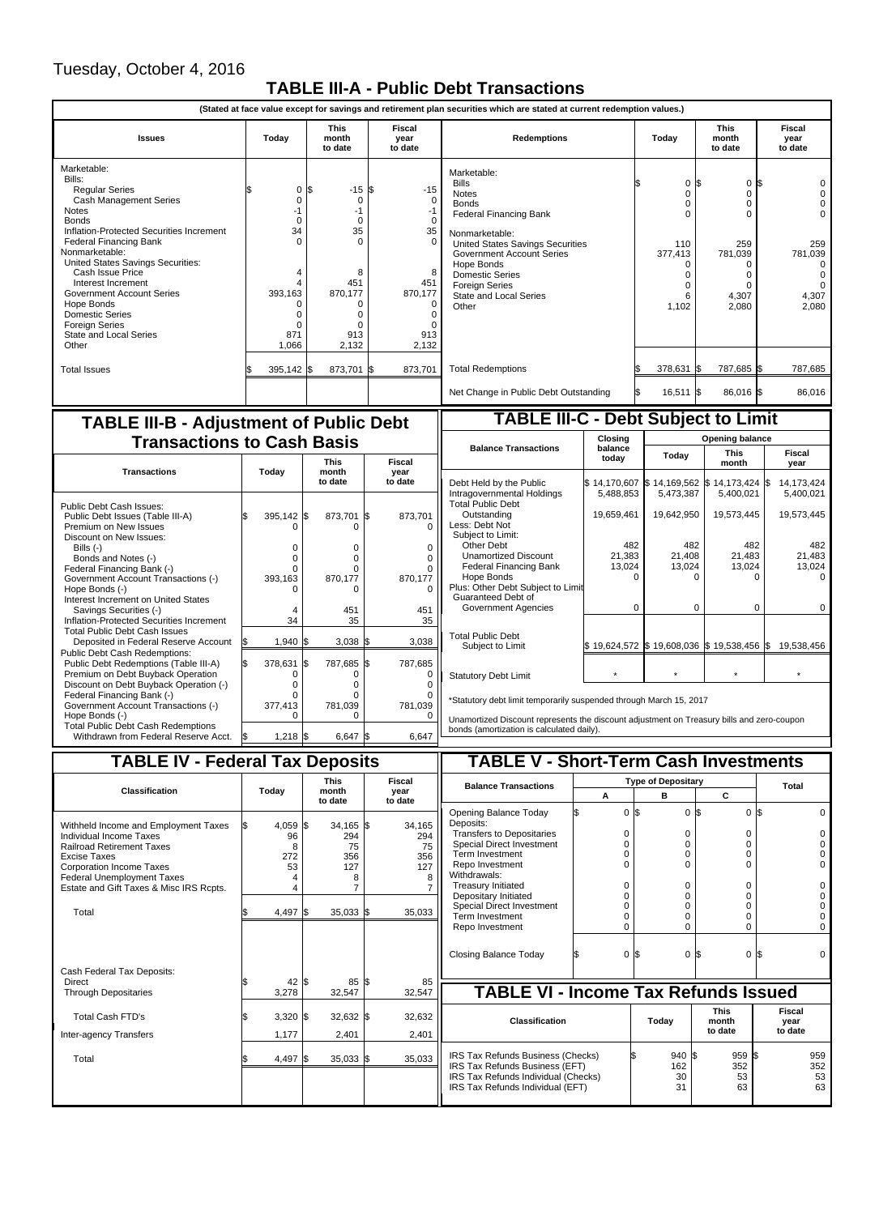Tuesday, October 4, 2016

# TABLE III-A - Public Debt Transactions

(Stated at face value except for savings and retirement plan securities which are stated at current redemption values.)

| Issues | Today | This month to date | Fiscal year to date |
|---|---|---|---|
| Marketable: | | | |
| Bills: | | | |
| Regular Series | $ 0 | $ -15 | $ -15 |
| Cash Management Series | 0 | 0 | 0 |
| Notes | -1 | -1 | -1 |
| Bonds | 0 | 0 | 0 |
| Inflation-Protected Securities Increment | 34 | 35 | 35 |
| Federal Financing Bank | 0 | 0 | 0 |
| Nonmarketable: | | | |
| United States Savings Securities: | | | |
| Cash Issue Price | 4 | 8 | 8 |
| Interest Increment | 4 | 451 | 451 |
| Government Account Series | 393,163 | 870,177 | 870,177 |
| Hope Bonds | 0 | 0 | 0 |
| Domestic Series | 0 | 0 | 0 |
| Foreign Series | 0 | 0 | 0 |
| State and Local Series | 871 | 913 | 913 |
| Other | 1,066 | 2,132 | 2,132 |
| Total Issues | $ 395,142 | $ 873,701 | $ 873,701 |

| Redemptions | Today | This month to date | Fiscal year to date |
|---|---|---|---|
| Marketable: | | | |
| Bills | $ 0 | $ 0 | $ 0 |
| Notes | 0 | 0 | 0 |
| Bonds | 0 | 0 | 0 |
| Federal Financing Bank | 0 | 0 | 0 |
| Nonmarketable: | | | |
| United States Savings Securities | 110 | 259 | 259 |
| Government Account Series | 377,413 | 781,039 | 781,039 |
| Hope Bonds | 0 | 0 | 0 |
| Domestic Series | 0 | 0 | 0 |
| Foreign Series | 0 | 0 | 0 |
| State and Local Series | 6 | 4,307 | 4,307 |
| Other | 1,102 | 2,080 | 2,080 |
| Total Redemptions | $ 378,631 | $ 787,685 | $ 787,685 |
| Net Change in Public Debt Outstanding | $ 16,511 | $ 86,016 | $ 86,016 |

# TABLE III-B - Adjustment of Public Debt Transactions to Cash Basis

| Transactions | Today | This month to date | Fiscal year to date |
|---|---|---|---|
| Public Debt Cash Issues: | | | |
| Public Debt Issues (Table III-A) | $ 395,142 | $ 873,701 | $ 873,701 |
| Premium on New Issues | 0 | 0 | 0 |
| Discount on New Issues: | | | |
| Bills (-) | 0 | 0 | 0 |
| Bonds and Notes (-) | 0 | 0 | 0 |
| Federal Financing Bank (-) | 0 | 0 | 0 |
| Government Account Transactions (-) | 393,163 | 870,177 | 870,177 |
| Hope Bonds (-) | 0 | 0 | 0 |
| Interest Increment on United States Savings Securities (-) | 4 | 451 | 451 |
| Inflation-Protected Securities Increment | 34 | 35 | 35 |
| Total Public Debt Cash Issues Deposited in Federal Reserve Account | $ 1,940 | $ 3,038 | $ 3,038 |
| Public Debt Cash Redemptions: | | | |
| Public Debt Redemptions (Table III-A) | $ 378,631 | $ 787,685 | $ 787,685 |
| Premium on Debt Buyback Operation | 0 | 0 | 0 |
| Discount on Debt Buyback Operation (-) | 0 | 0 | 0 |
| Federal Financing Bank (-) | 0 | 0 | 0 |
| Government Account Transactions (-) | 377,413 | 781,039 | 781,039 |
| Hope Bonds (-) | 0 | 0 | 0 |
| Total Public Debt Cash Redemptions Withdrawn from Federal Reserve Acct. | $ 1,218 | $ 6,647 | $ 6,647 |

# TABLE III-C - Debt Subject to Limit

| Balance Transactions | Closing balance today | Opening balance Today | Opening balance This month | Opening balance Fiscal year |
|---|---|---|---|---|
| Debt Held by the Public | $ 14,170,607 | $ 14,169,562 | $ 14,173,424 | $ 14,173,424 |
| Intragovernmental Holdings | 5,488,853 | 5,473,387 | 5,400,021 | 5,400,021 |
| Total Public Debt Outstanding | 19,659,461 | 19,642,950 | 19,573,445 | 19,573,445 |
| Less: Debt Not Subject to Limit: | | | | |
| Other Debt | 482 | 482 | 482 | 482 |
| Unamortized Discount | 21,383 | 21,408 | 21,483 | 21,483 |
| Federal Financing Bank | 13,024 | 13,024 | 13,024 | 13,024 |
| Hope Bonds | 0 | 0 | 0 | 0 |
| Plus: Other Debt Subject to Limit | | | | |
| Guaranteed Debt of Government Agencies | 0 | 0 | 0 | 0 |
| Total Public Debt Subject to Limit | $ 19,624,572 | $ 19,608,036 | $ 19,538,456 | $ 19,538,456 |
| Statutory Debt Limit | * | * | * | * |

*Statutory debt limit temporarily suspended through March 15, 2017

Unamortized Discount represents the discount adjustment on Treasury bills and zero-coupon bonds (amortization is calculated daily).

# TABLE IV - Federal Tax Deposits

| Classification | Today | This month to date | Fiscal year to date |
|---|---|---|---|
| Withheld Income and Employment Taxes | $ 4,059 | $ 34,165 | $ 34,165 |
| Individual Income Taxes | 96 | 294 | 294 |
| Railroad Retirement Taxes | 8 | 75 | 75 |
| Excise Taxes | 272 | 356 | 356 |
| Corporation Income Taxes | 53 | 127 | 127 |
| Federal Unemployment Taxes | 4 | 8 | 8 |
| Estate and Gift Taxes & Misc IRS Rcpts. | 4 | 7 | 7 |
| Total | $ 4,497 | $ 35,033 | $ 35,033 |
| Cash Federal Tax Deposits: | | | |
| Direct | $ 42 | $ 85 | $ 85 |
| Through Depositaries | 3,278 | 32,547 | 32,547 |
| Total Cash FTD's | $ 3,320 | $ 32,632 | $ 32,632 |
| Inter-agency Transfers | 1,177 | 2,401 | 2,401 |
| Total | $ 4,497 | $ 35,033 | $ 35,033 |

# TABLE V - Short-Term Cash Investments

| Balance Transactions | Type of Depositary A | Type of Depositary B | Type of Depositary C | Total |
|---|---|---|---|---|
| Opening Balance Today | $ 0 | $ 0 | $ 0 | $ 0 |
| Deposits: | | | | |
| Transfers to Depositaries | 0 | 0 | 0 | 0 |
| Special Direct Investment | 0 | 0 | 0 | 0 |
| Term Investment | 0 | 0 | 0 | 0 |
| Repo Investment | 0 | 0 | 0 | 0 |
| Withdrawals: | | | | |
| Treasury Initiated | 0 | 0 | 0 | 0 |
| Depositary Initiated | 0 | 0 | 0 | 0 |
| Special Direct Investment | 0 | 0 | 0 | 0 |
| Term Investment | 0 | 0 | 0 | 0 |
| Repo Investment | 0 | 0 | 0 | 0 |
| Closing Balance Today | $ 0 | $ 0 | $ 0 | $ 0 |

# TABLE VI - Income Tax Refunds Issued

| Classification | Today | This month to date | Fiscal year to date |
|---|---|---|---|
| IRS Tax Refunds Business (Checks) | $ 940 | $ 959 | $ 959 |
| IRS Tax Refunds Business (EFT) | 162 | 352 | 352 |
| IRS Tax Refunds Individual (Checks) | 30 | 53 | 53 |
| IRS Tax Refunds Individual (EFT) | 31 | 63 | 63 |